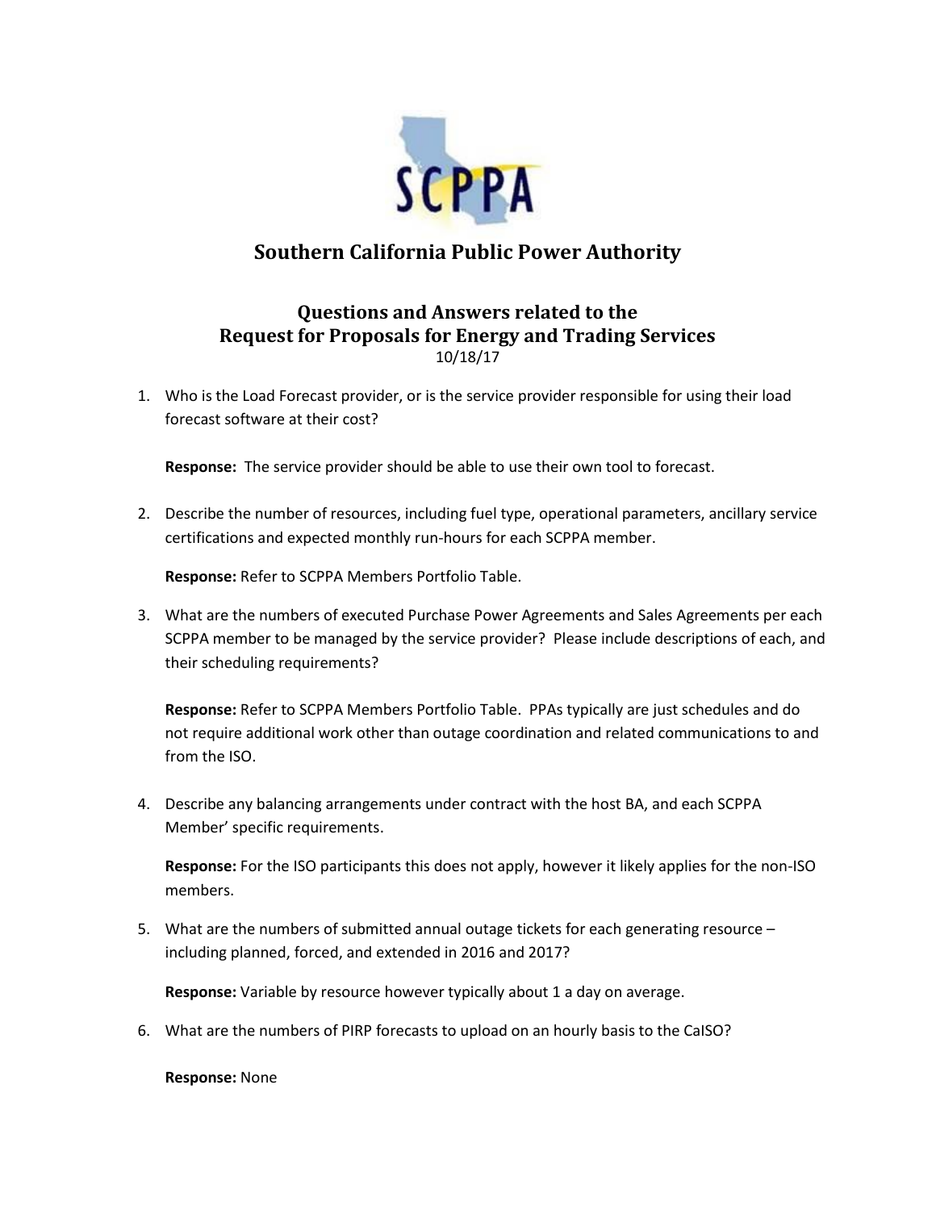SCPPA

# Southern California Public Power Authority

## Questions and Answers related to the Request for Proposals for Energy and Trading Services

10/18/17

1. Who is the Load Forecast provider, or is the service provider responsible for using their load forecast software at their cost?

   **Response:** The service provider should be able to use their own tool to forecast.

2. Describe the number of resources, including fuel type, operational parameters, ancillary service certifications and expected monthly run-hours for each SCPPA member.

   **Response:** Refer to SCPPA Members Portfolio Table.

3. What are the numbers of executed Purchase Power Agreements and Sales Agreements per each SCPPA member to be managed by the service provider? Please include descriptions of each, and their scheduling requirements?

   **Response:** Refer to SCPPA Members Portfolio Table. PPAs typically are just schedules and do not require additional work other than outage coordination and related communications to and from the ISO.

4. Describe any balancing arrangements under contract with the host BA, and each SCPPA Member' specific requirements.

   **Response:** For the ISO participants this does not apply, however it likely applies for the non-ISO members.

5. What are the numbers of submitted annual outage tickets for each generating resource – including planned, forced, and extended in 2016 and 2017?

   **Response:** Variable by resource however typically about 1 a day on average.

6. What are the numbers of PIRP forecasts to upload on an hourly basis to the CaISO?

   **Response:** None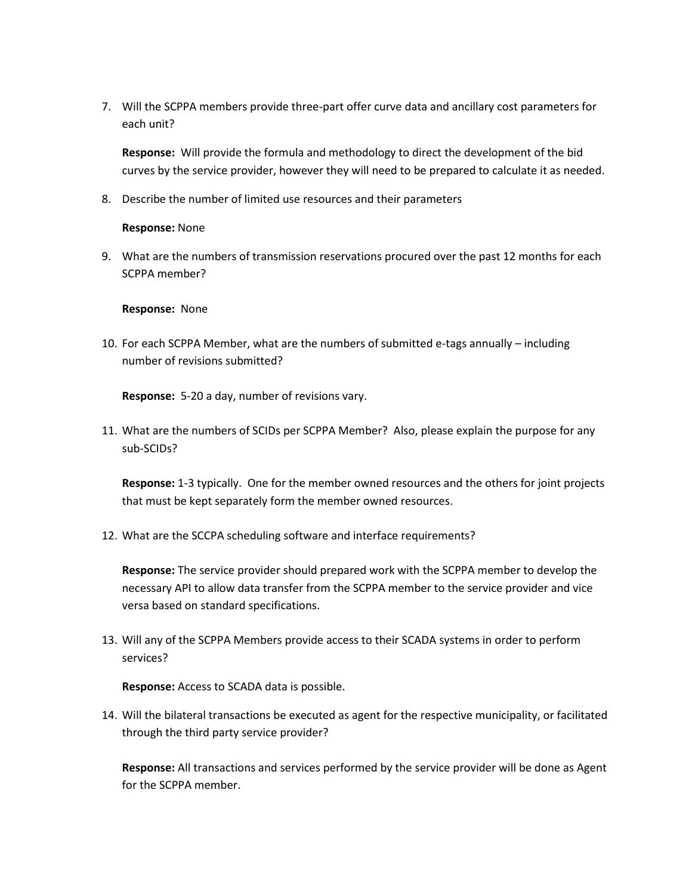7. Will the SCPPA members provide three-part offer curve data and ancillary cost parameters for each unit?

   **Response:** Will provide the formula and methodology to direct the development of the bid curves by the service provider, however they will need to be prepared to calculate it as needed.

8. Describe the number of limited use resources and their parameters

   **Response:** None

9. What are the numbers of transmission reservations procured over the past 12 months for each SCPPA member?

   **Response:** None

10. For each SCPPA Member, what are the numbers of submitted e-tags annually – including number of revisions submitted?

    **Response:** 5-20 a day, number of revisions vary.

11. What are the numbers of SCIDs per SCPPA Member? Also, please explain the purpose for any sub-SCIDs?

    **Response:** 1-3 typically. One for the member owned resources and the others for joint projects that must be kept separately form the member owned resources.

12. What are the SCCPA scheduling software and interface requirements?

    **Response:** The service provider should prepared work with the SCPPA member to develop the necessary API to allow data transfer from the SCPPA member to the service provider and vice versa based on standard specifications.

13. Will any of the SCPPA Members provide access to their SCADA systems in order to perform services?

    **Response:** Access to SCADA data is possible.

14. Will the bilateral transactions be executed as agent for the respective municipality, or facilitated through the third party service provider?

    **Response:** All transactions and services performed by the service provider will be done as Agent for the SCPPA member.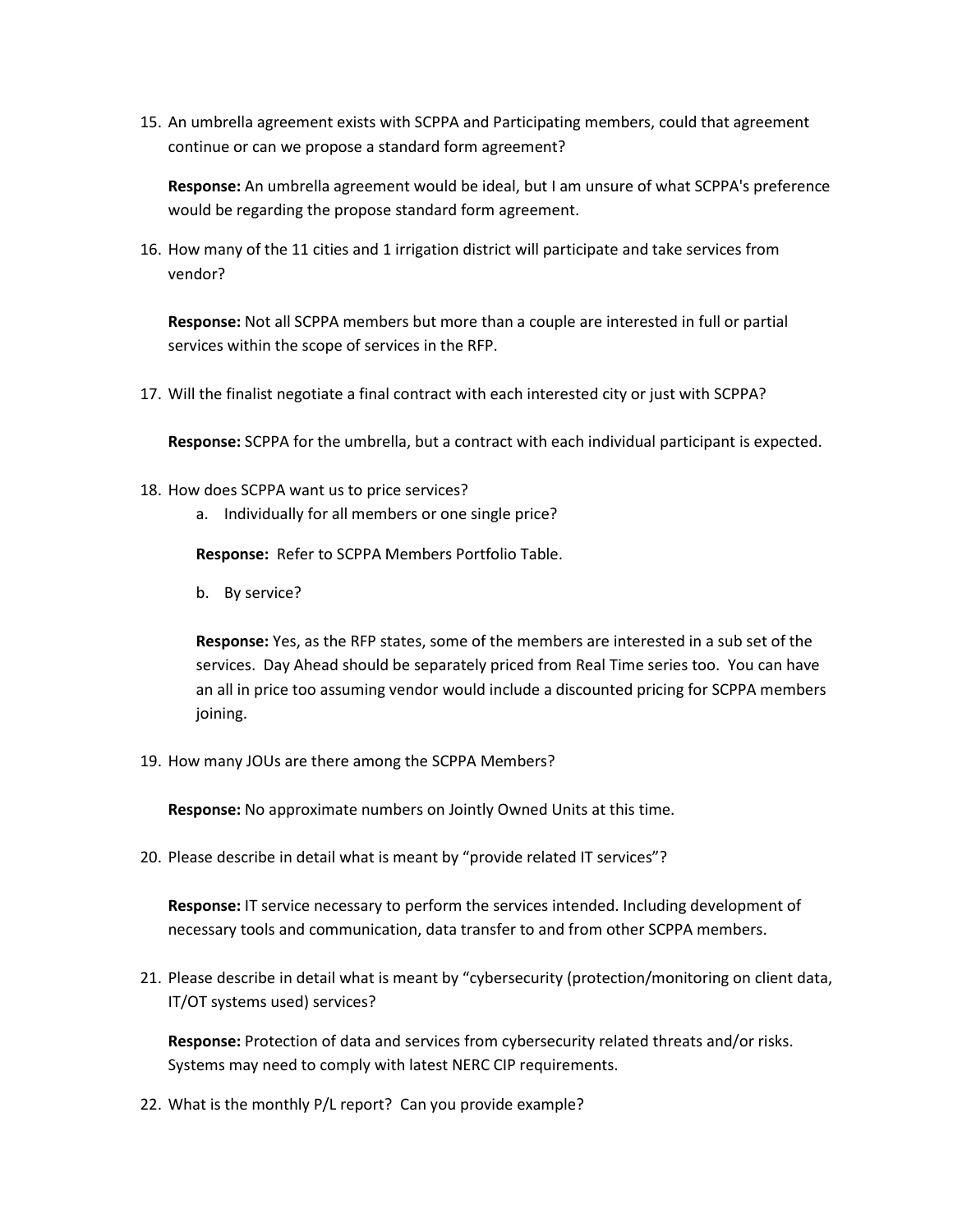15. An umbrella agreement exists with SCPPA and Participating members, could that agreement continue or can we propose a standard form agreement?

    **Response:** An umbrella agreement would be ideal, but I am unsure of what SCPPA's preference would be regarding the propose standard form agreement.

16. How many of the 11 cities and 1 irrigation district will participate and take services from vendor?

    **Response:** Not all SCPPA members but more than a couple are interested in full or partial services within the scope of services in the RFP.

17. Will the finalist negotiate a final contract with each interested city or just with SCPPA?

    **Response:** SCPPA for the umbrella, but a contract with each individual participant is expected.

18. How does SCPPA want us to price services?
    a. Individually for all members or one single price?

       **Response:** Refer to SCPPA Members Portfolio Table.

    b. By service?

       **Response:** Yes, as the RFP states, some of the members are interested in a sub set of the services. Day Ahead should be separately priced from Real Time series too. You can have an all in price too assuming vendor would include a discounted pricing for SCPPA members joining.

19. How many JOUs are there among the SCPPA Members?

    **Response:** No approximate numbers on Jointly Owned Units at this time.

20. Please describe in detail what is meant by "provide related IT services"?

    **Response:** IT service necessary to perform the services intended. Including development of necessary tools and communication, data transfer to and from other SCPPA members.

21. Please describe in detail what is meant by "cybersecurity (protection/monitoring on client data, IT/OT systems used) services?

    **Response:** Protection of data and services from cybersecurity related threats and/or risks. Systems may need to comply with latest NERC CIP requirements.

22. What is the monthly P/L report? Can you provide example?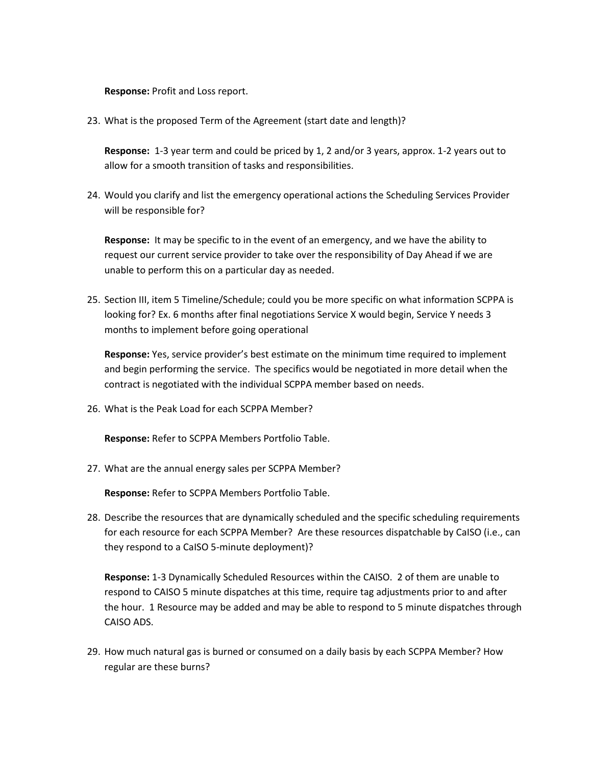**Response:** Profit and Loss report.

23. What is the proposed Term of the Agreement (start date and length)?

    **Response:** 1-3 year term and could be priced by 1, 2 and/or 3 years, approx. 1-2 years out to allow for a smooth transition of tasks and responsibilities.

24. Would you clarify and list the emergency operational actions the Scheduling Services Provider will be responsible for?

    **Response:** It may be specific to in the event of an emergency, and we have the ability to request our current service provider to take over the responsibility of Day Ahead if we are unable to perform this on a particular day as needed.

25. Section III, item 5 Timeline/Schedule; could you be more specific on what information SCPPA is looking for? Ex. 6 months after final negotiations Service X would begin, Service Y needs 3 months to implement before going operational

    **Response:** Yes, service provider's best estimate on the minimum time required to implement and begin performing the service. The specifics would be negotiated in more detail when the contract is negotiated with the individual SCPPA member based on needs.

26. What is the Peak Load for each SCPPA Member?

    **Response:** Refer to SCPPA Members Portfolio Table.

27. What are the annual energy sales per SCPPA Member?

    **Response:** Refer to SCPPA Members Portfolio Table.

28. Describe the resources that are dynamically scheduled and the specific scheduling requirements for each resource for each SCPPA Member? Are these resources dispatchable by CaISO (i.e., can they respond to a CaISO 5-minute deployment)?

    **Response:** 1-3 Dynamically Scheduled Resources within the CAISO. 2 of them are unable to respond to CAISO 5 minute dispatches at this time, require tag adjustments prior to and after the hour. 1 Resource may be added and may be able to respond to 5 minute dispatches through CAISO ADS.

29. How much natural gas is burned or consumed on a daily basis by each SCPPA Member? How regular are these burns?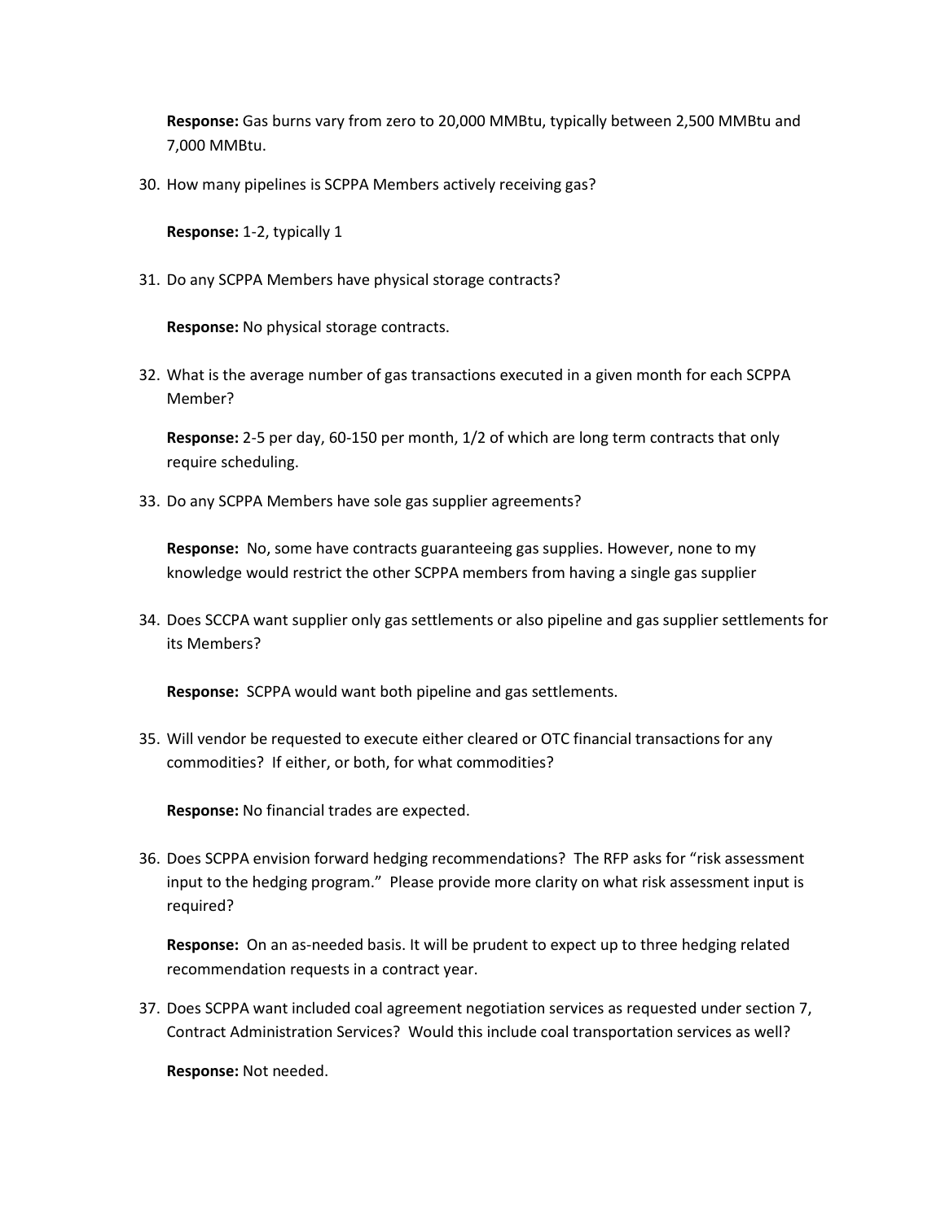**Response:** Gas burns vary from zero to 20,000 MMBtu, typically between 2,500 MMBtu and 7,000 MMBtu.

30. How many pipelines is SCPPA Members actively receiving gas?

    **Response:** 1-2, typically 1

31. Do any SCPPA Members have physical storage contracts?

    **Response:** No physical storage contracts.

32. What is the average number of gas transactions executed in a given month for each SCPPA Member?

    **Response:** 2-5 per day, 60-150 per month, 1/2 of which are long term contracts that only require scheduling.

33. Do any SCPPA Members have sole gas supplier agreements?

    **Response:** No, some have contracts guaranteeing gas supplies. However, none to my knowledge would restrict the other SCPPA members from having a single gas supplier

34. Does SCCPA want supplier only gas settlements or also pipeline and gas supplier settlements for its Members?

    **Response:** SCPPA would want both pipeline and gas settlements.

35. Will vendor be requested to execute either cleared or OTC financial transactions for any commodities? If either, or both, for what commodities?

    **Response:** No financial trades are expected.

36. Does SCPPA envision forward hedging recommendations? The RFP asks for "risk assessment input to the hedging program." Please provide more clarity on what risk assessment input is required?

    **Response:** On an as-needed basis. It will be prudent to expect up to three hedging related recommendation requests in a contract year.

37. Does SCPPA want included coal agreement negotiation services as requested under section 7, Contract Administration Services? Would this include coal transportation services as well?

    **Response:** Not needed.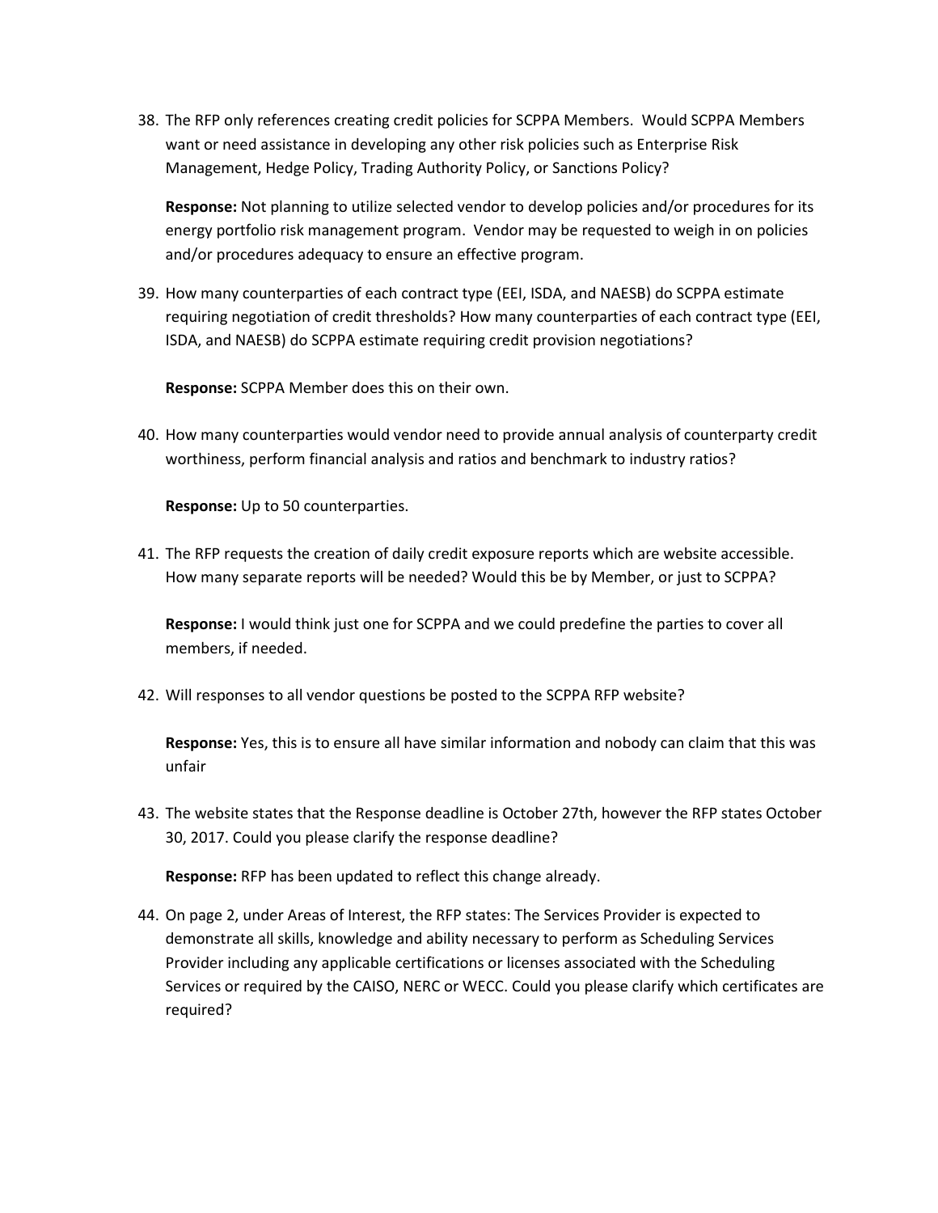38. The RFP only references creating credit policies for SCPPA Members. Would SCPPA Members want or need assistance in developing any other risk policies such as Enterprise Risk Management, Hedge Policy, Trading Authority Policy, or Sanctions Policy?

    **Response:** Not planning to utilize selected vendor to develop policies and/or procedures for its energy portfolio risk management program. Vendor may be requested to weigh in on policies and/or procedures adequacy to ensure an effective program.

39. How many counterparties of each contract type (EEI, ISDA, and NAESB) do SCPPA estimate requiring negotiation of credit thresholds? How many counterparties of each contract type (EEI, ISDA, and NAESB) do SCPPA estimate requiring credit provision negotiations?

    **Response:** SCPPA Member does this on their own.

40. How many counterparties would vendor need to provide annual analysis of counterparty credit worthiness, perform financial analysis and ratios and benchmark to industry ratios?

    **Response:** Up to 50 counterparties.

41. The RFP requests the creation of daily credit exposure reports which are website accessible. How many separate reports will be needed? Would this be by Member, or just to SCPPA?

    **Response:** I would think just one for SCPPA and we could predefine the parties to cover all members, if needed.

42. Will responses to all vendor questions be posted to the SCPPA RFP website?

    **Response:** Yes, this is to ensure all have similar information and nobody can claim that this was unfair

43. The website states that the Response deadline is October 27th, however the RFP states October 30, 2017. Could you please clarify the response deadline?

    **Response:** RFP has been updated to reflect this change already.

44. On page 2, under Areas of Interest, the RFP states: The Services Provider is expected to demonstrate all skills, knowledge and ability necessary to perform as Scheduling Services Provider including any applicable certifications or licenses associated with the Scheduling Services or required by the CAISO, NERC or WECC. Could you please clarify which certificates are required?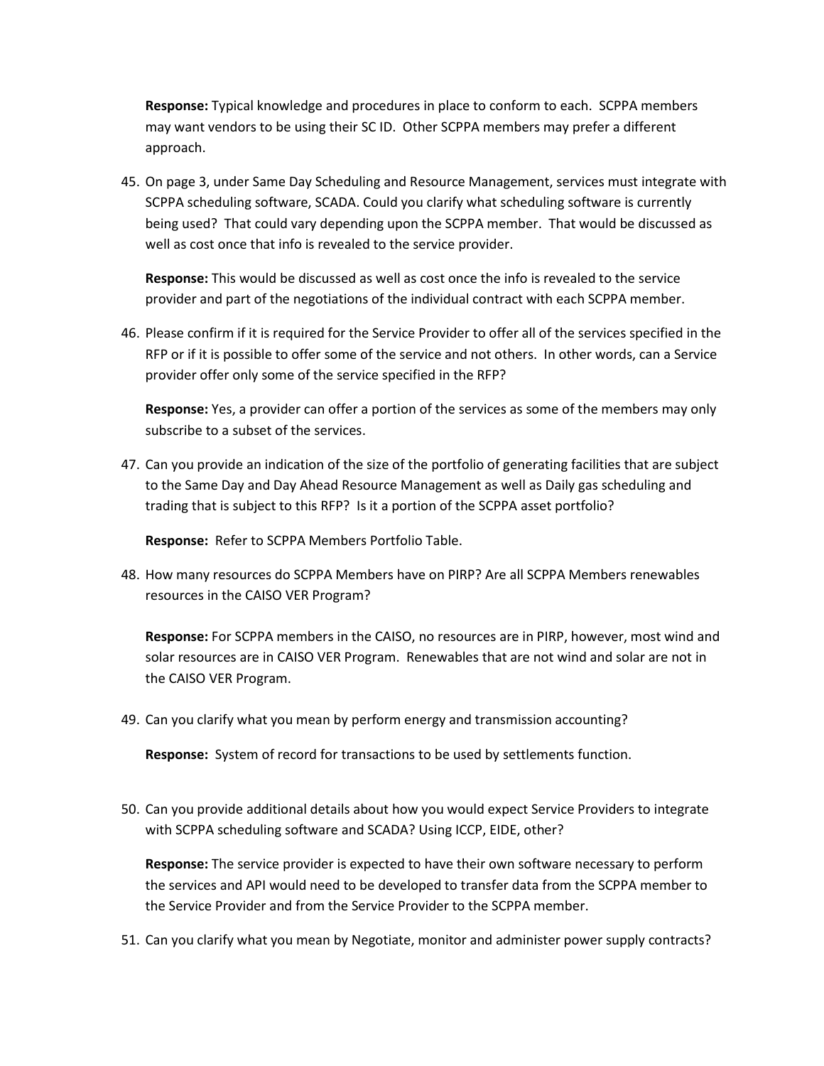**Response:** Typical knowledge and procedures in place to conform to each. SCPPA members may want vendors to be using their SC ID. Other SCPPA members may prefer a different approach.

45. On page 3, under Same Day Scheduling and Resource Management, services must integrate with SCPPA scheduling software, SCADA. Could you clarify what scheduling software is currently being used? That could vary depending upon the SCPPA member. That would be discussed as well as cost once that info is revealed to the service provider.

    **Response:** This would be discussed as well as cost once the info is revealed to the service provider and part of the negotiations of the individual contract with each SCPPA member.

46. Please confirm if it is required for the Service Provider to offer all of the services specified in the RFP or if it is possible to offer some of the service and not others. In other words, can a Service provider offer only some of the service specified in the RFP?

    **Response:** Yes, a provider can offer a portion of the services as some of the members may only subscribe to a subset of the services.

47. Can you provide an indication of the size of the portfolio of generating facilities that are subject to the Same Day and Day Ahead Resource Management as well as Daily gas scheduling and trading that is subject to this RFP? Is it a portion of the SCPPA asset portfolio?

    **Response:** Refer to SCPPA Members Portfolio Table.

48. How many resources do SCPPA Members have on PIRP? Are all SCPPA Members renewables resources in the CAISO VER Program?

    **Response:** For SCPPA members in the CAISO, no resources are in PIRP, however, most wind and solar resources are in CAISO VER Program. Renewables that are not wind and solar are not in the CAISO VER Program.

49. Can you clarify what you mean by perform energy and transmission accounting?

    **Response:** System of record for transactions to be used by settlements function.

50. Can you provide additional details about how you would expect Service Providers to integrate with SCPPA scheduling software and SCADA? Using ICCP, EIDE, other?

    **Response:** The service provider is expected to have their own software necessary to perform the services and API would need to be developed to transfer data from the SCPPA member to the Service Provider and from the Service Provider to the SCPPA member.

51. Can you clarify what you mean by Negotiate, monitor and administer power supply contracts?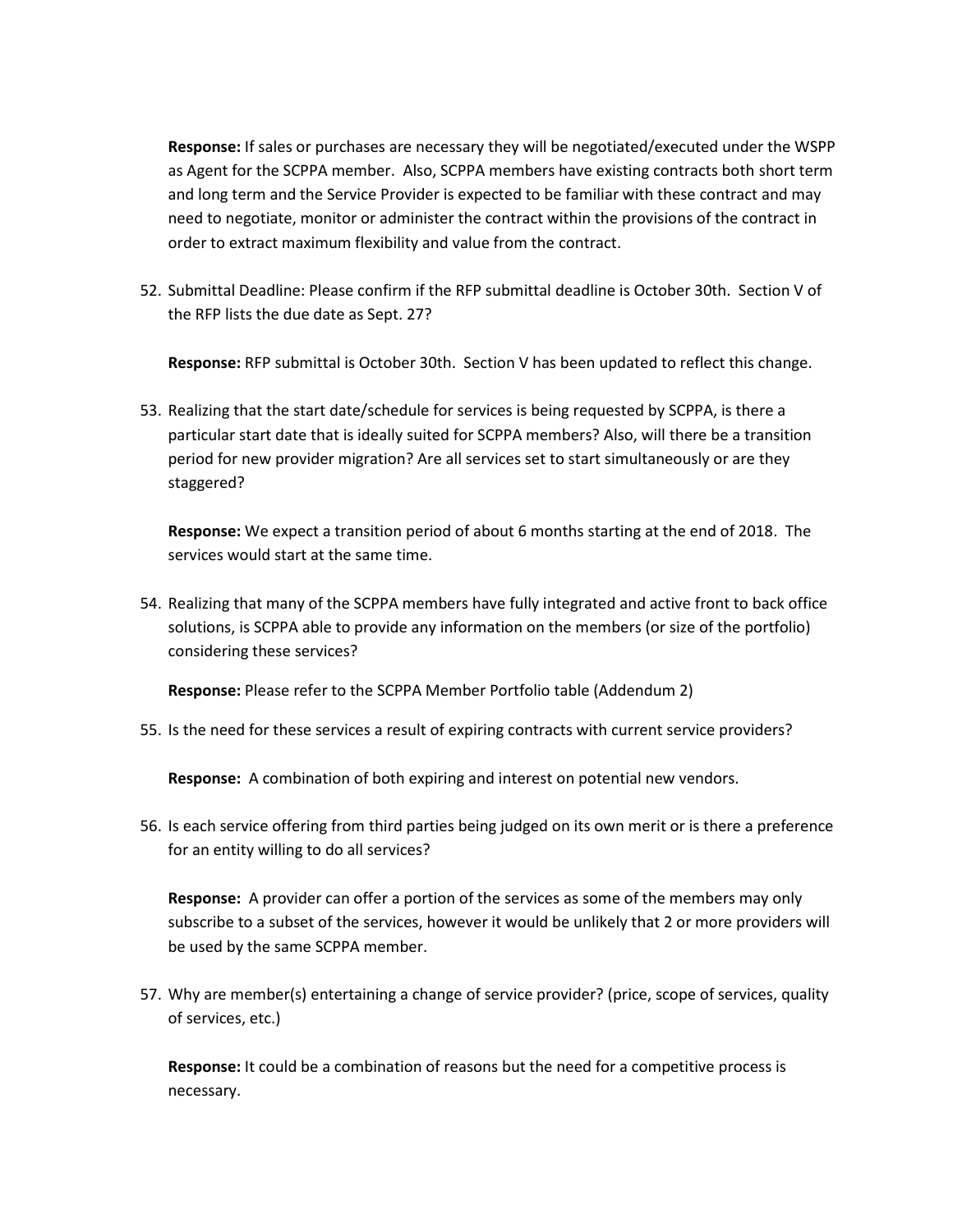**Response:** If sales or purchases are necessary they will be negotiated/executed under the WSPP as Agent for the SCPPA member. Also, SCPPA members have existing contracts both short term and long term and the Service Provider is expected to be familiar with these contract and may need to negotiate, monitor or administer the contract within the provisions of the contract in order to extract maximum flexibility and value from the contract.

52. Submittal Deadline: Please confirm if the RFP submittal deadline is October 30th. Section V of the RFP lists the due date as Sept. 27?

    **Response:** RFP submittal is October 30th. Section V has been updated to reflect this change.

53. Realizing that the start date/schedule for services is being requested by SCPPA, is there a particular start date that is ideally suited for SCPPA members? Also, will there be a transition period for new provider migration? Are all services set to start simultaneously or are they staggered?

    **Response:** We expect a transition period of about 6 months starting at the end of 2018. The services would start at the same time.

54. Realizing that many of the SCPPA members have fully integrated and active front to back office solutions, is SCPPA able to provide any information on the members (or size of the portfolio) considering these services?

    **Response:** Please refer to the SCPPA Member Portfolio table (Addendum 2)

55. Is the need for these services a result of expiring contracts with current service providers?

    **Response:** A combination of both expiring and interest on potential new vendors.

56. Is each service offering from third parties being judged on its own merit or is there a preference for an entity willing to do all services?

    **Response:** A provider can offer a portion of the services as some of the members may only subscribe to a subset of the services, however it would be unlikely that 2 or more providers will be used by the same SCPPA member.

57. Why are member(s) entertaining a change of service provider? (price, scope of services, quality of services, etc.)

    **Response:** It could be a combination of reasons but the need for a competitive process is necessary.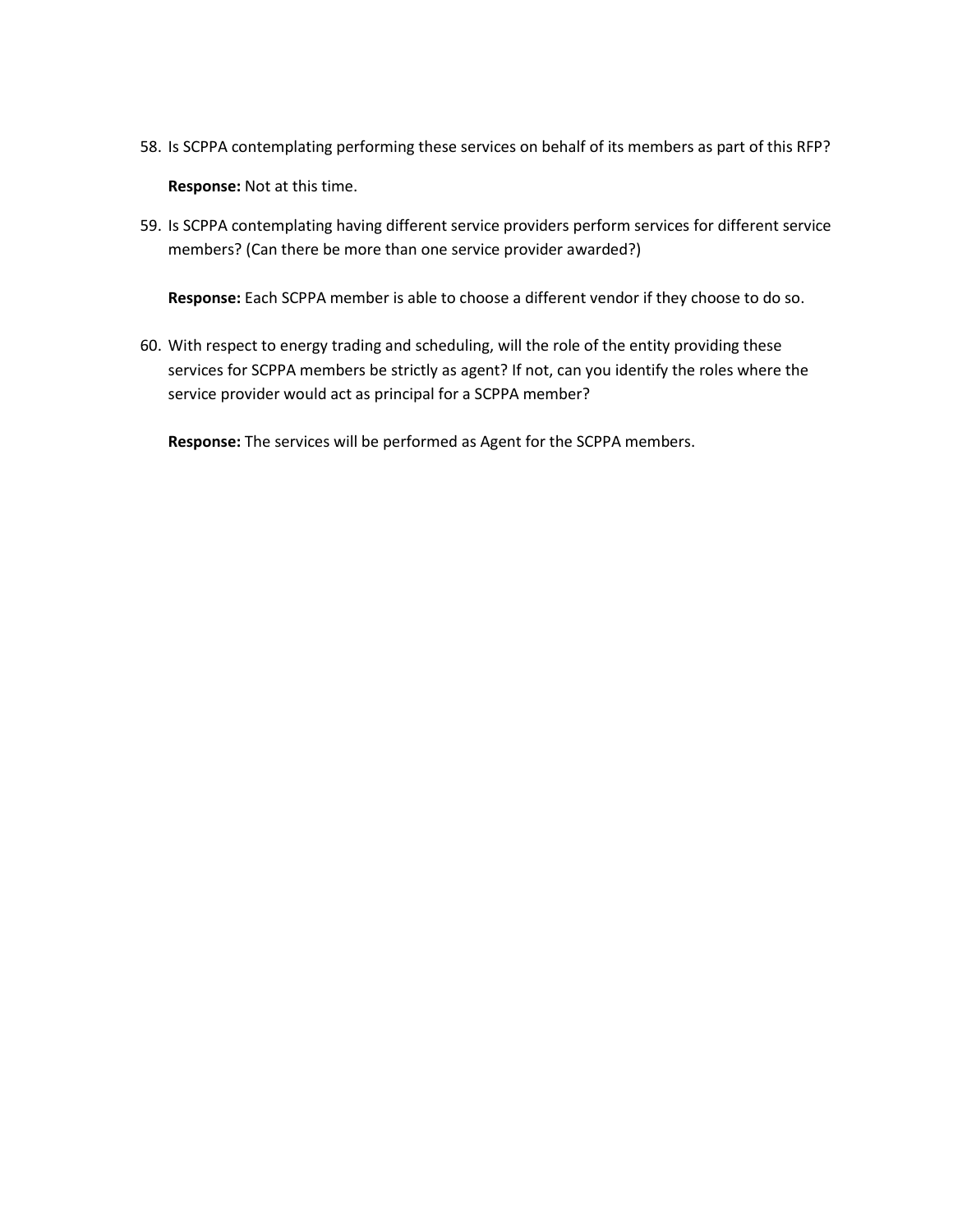58. Is SCPPA contemplating performing these services on behalf of its members as part of this RFP?

    **Response:** Not at this time.

59. Is SCPPA contemplating having different service providers perform services for different service members? (Can there be more than one service provider awarded?)

    **Response:** Each SCPPA member is able to choose a different vendor if they choose to do so.

60. With respect to energy trading and scheduling, will the role of the entity providing these services for SCPPA members be strictly as agent? If not, can you identify the roles where the service provider would act as principal for a SCPPA member?

    **Response:** The services will be performed as Agent for the SCPPA members.